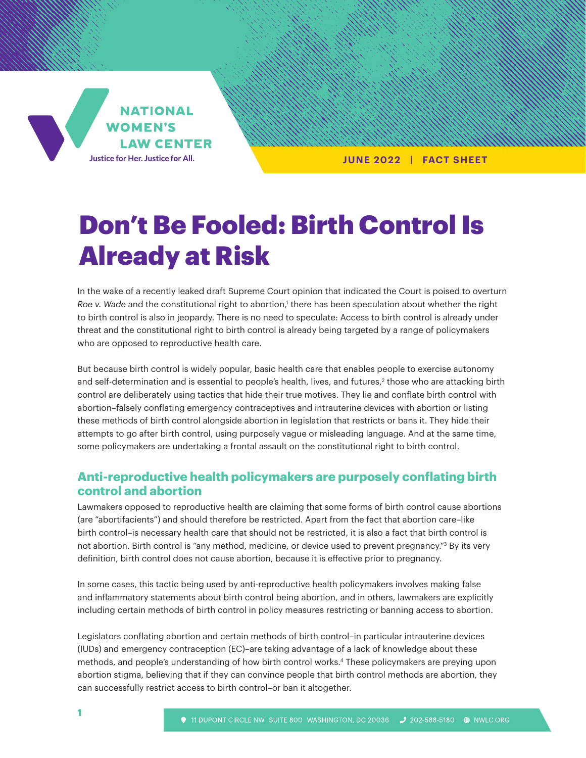NATIONAL WOMEN'S LAW CENTER

Justice for Her. Justice for All.

JUNE 2022 | FACT SHEET

# Don't Be Fooled: Birth Control Is Already at Risk

In the wake of a recently leaked draft Supreme Court opinion that indicated the Court is poised to overturn *Roe v. Wade* and the constitutional right to abortion,[1] there has been speculation about whether the right to birth control is also in jeopardy. There is no need to speculate: Access to birth control is already under threat and the constitutional right to birth control is already being targeted by a range of policymakers who are opposed to reproductive health care.

But because birth control is widely popular, basic health care that enables people to exercise autonomy and self-determination and is essential to people's health, lives, and futures,[2] those who are attacking birth control are deliberately using tactics that hide their true motives. They lie and conflate birth control with abortion–falsely conflating emergency contraceptives and intrauterine devices with abortion or listing these methods of birth control alongside abortion in legislation that restricts or bans it. They hide their attempts to go after birth control, using purposely vague or misleading language. And at the same time, some policymakers are undertaking a frontal assault on the constitutional right to birth control.

## Anti-reproductive health policymakers are purposely conflating birth control and abortion

Lawmakers opposed to reproductive health are claiming that some forms of birth control cause abortions (are "abortifacients") and should therefore be restricted. Apart from the fact that abortion care–like birth control–is necessary health care that should not be restricted, it is also a fact that birth control is not abortion. Birth control is "any method, medicine, or device used to prevent pregnancy."[3] By its very definition, birth control does not cause abortion, because it is effective prior to pregnancy.

In some cases, this tactic being used by anti-reproductive health policymakers involves making false and inflammatory statements about birth control being abortion, and in others, lawmakers are explicitly including certain methods of birth control in policy measures restricting or banning access to abortion.

Legislators conflating abortion and certain methods of birth control–in particular intrauterine devices (IUDs) and emergency contraception (EC)–are taking advantage of a lack of knowledge about these methods, and people's understanding of how birth control works.[4] These policymakers are preying upon abortion stigma, believing that if they can convince people that birth control methods are abortion, they can successfully restrict access to birth control–or ban it altogether.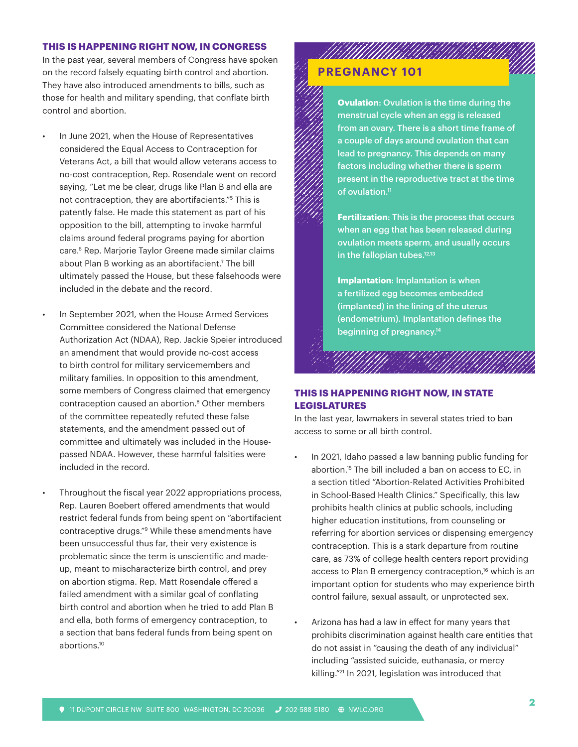## THIS IS HAPPENING RIGHT NOW, IN CONGRESS

In the past year, several members of Congress have spoken on the record falsely equating birth control and abortion. They have also introduced amendments to bills, such as those for health and military spending, that conflate birth control and abortion.

- In June 2021, when the House of Representatives considered the Equal Access to Contraception for Veterans Act, a bill that would allow veterans access to no-cost contraception, Rep. Rosendale went on record saying, "Let me be clear, drugs like Plan B and ella are not contraception, they are abortifacients."[5] This is patently false. He made this statement as part of his opposition to the bill, attempting to invoke harmful claims around federal programs paying for abortion care.[6] Rep. Marjorie Taylor Greene made similar claims about Plan B working as an abortifacient.[7] The bill ultimately passed the House, but these falsehoods were included in the debate and the record.

- In September 2021, when the House Armed Services Committee considered the National Defense Authorization Act (NDAA), Rep. Jackie Speier introduced an amendment that would provide no-cost access to birth control for military servicemembers and military families. In opposition to this amendment, some members of Congress claimed that emergency contraception caused an abortion.[8] Other members of the committee repeatedly refuted these false statements, and the amendment passed out of committee and ultimately was included in the House-passed NDAA. However, these harmful falsities were included in the record.

- Throughout the fiscal year 2022 appropriations process, Rep. Lauren Boebert offered amendments that would restrict federal funds from being spent on "abortifacient contraceptive drugs."[9] While these amendments have been unsuccessful thus far, their very existence is problematic since the term is unscientific and made-up, meant to mischaracterize birth control, and prey on abortion stigma. Rep. Matt Rosendale offered a failed amendment with a similar goal of conflating birth control and abortion when he tried to add Plan B and ella, both forms of emergency contraception, to a section that bans federal funds from being spent on abortions.[10]

## PREGNANCY 101

**Ovulation:** Ovulation is the time during the menstrual cycle when an egg is released from an ovary. There is a short time frame of a couple of days around ovulation that can lead to pregnancy. This depends on many factors including whether there is sperm present in the reproductive tract at the time of ovulation.[11]

**Fertilization:** This is the process that occurs when an egg that has been released during ovulation meets sperm, and usually occurs in the fallopian tubes.[12,13]

**Implantation:** Implantation is when a fertilized egg becomes embedded (implanted) in the lining of the uterus (endometrium). Implantation defines the beginning of pregnancy.[14]

## THIS IS HAPPENING RIGHT NOW, IN STATE LEGISLATURES

In the last year, lawmakers in several states tried to ban access to some or all birth control.

- In 2021, Idaho passed a law banning public funding for abortion.[15] The bill included a ban on access to EC, in a section titled "Abortion-Related Activities Prohibited in School-Based Health Clinics." Specifically, this law prohibits health clinics at public schools, including higher education institutions, from counseling or referring for abortion services or dispensing emergency contraception. This is a stark departure from routine care, as 73% of college health centers report providing access to Plan B emergency contraception,[16] which is an important option for students who may experience birth control failure, sexual assault, or unprotected sex.

- Arizona has had a law in effect for many years that prohibits discrimination against health care entities that do not assist in "causing the death of any individual" including "assisted suicide, euthanasia, or mercy killing."[21] In 2021, legislation was introduced that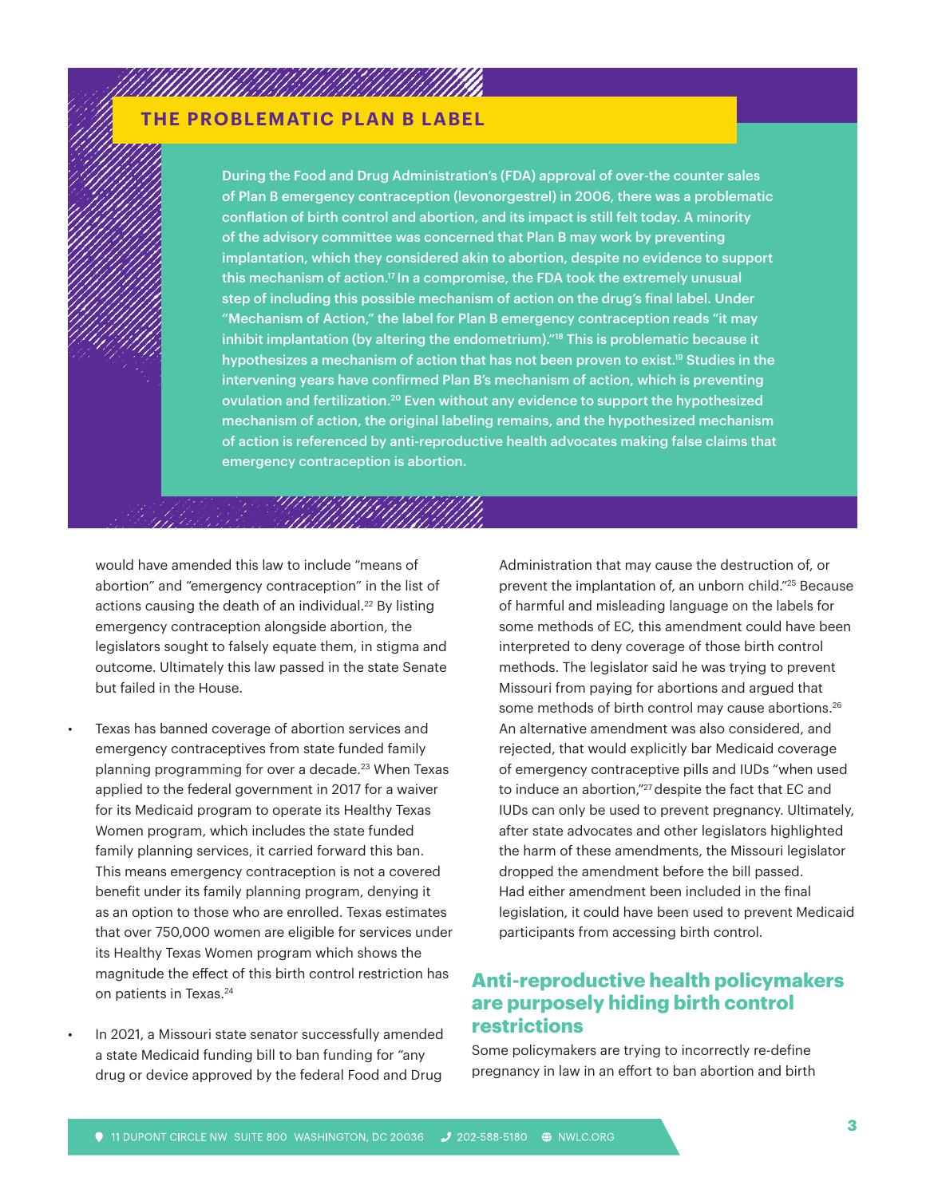## THE PROBLEMATIC PLAN B LABEL

**During the Food and Drug Administration's (FDA) approval of over-the counter sales of Plan B emergency contraception (levonorgestrel) in 2006, there was a problematic conflation of birth control and abortion, and its impact is still felt today. A minority of the advisory committee was concerned that Plan B may work by preventing implantation, which they considered akin to abortion, despite no evidence to support this mechanism of action.[17] In a compromise, the FDA took the extremely unusual step of including this possible mechanism of action on the drug's final label. Under "Mechanism of Action," the label for Plan B emergency contraception reads "it may inhibit implantation (by altering the endometrium)."[18] This is problematic because it hypothesizes a mechanism of action that has not been proven to exist.[19] Studies in the intervening years have confirmed Plan B's mechanism of action, which is preventing ovulation and fertilization.[20] Even without any evidence to support the hypothesized mechanism of action, the original labeling remains, and the hypothesized mechanism of action is referenced by anti-reproductive health advocates making false claims that emergency contraception is abortion.**

would have amended this law to include "means of abortion" and "emergency contraception" in the list of actions causing the death of an individual.[22] By listing emergency contraception alongside abortion, the legislators sought to falsely equate them, in stigma and outcome. Ultimately this law passed in the state Senate but failed in the House.

- Texas has banned coverage of abortion services and emergency contraceptives from state funded family planning programming for over a decade.[23] When Texas applied to the federal government in 2017 for a waiver for its Medicaid program to operate its Healthy Texas Women program, which includes the state funded family planning services, it carried forward this ban. This means emergency contraception is not a covered benefit under its family planning program, denying it as an option to those who are enrolled. Texas estimates that over 750,000 women are eligible for services under its Healthy Texas Women program which shows the magnitude the effect of this birth control restriction has on patients in Texas.[24]

- In 2021, a Missouri state senator successfully amended a state Medicaid funding bill to ban funding for "any drug or device approved by the federal Food and Drug Administration that may cause the destruction of, or prevent the implantation of, an unborn child."[25] Because of harmful and misleading language on the labels for some methods of EC, this amendment could have been interpreted to deny coverage of those birth control methods. The legislator said he was trying to prevent Missouri from paying for abortions and argued that some methods of birth control may cause abortions.[26] An alternative amendment was also considered, and rejected, that would explicitly bar Medicaid coverage of emergency contraceptive pills and IUDs "when used to induce an abortion,"[27] despite the fact that EC and IUDs can only be used to prevent pregnancy. Ultimately, after state advocates and other legislators highlighted the harm of these amendments, the Missouri legislator dropped the amendment before the bill passed. Had either amendment been included in the final legislation, it could have been used to prevent Medicaid participants from accessing birth control.

## Anti-reproductive health policymakers are purposely hiding birth control restrictions

Some policymakers are trying to incorrectly re-define pregnancy in law in an effort to ban abortion and birth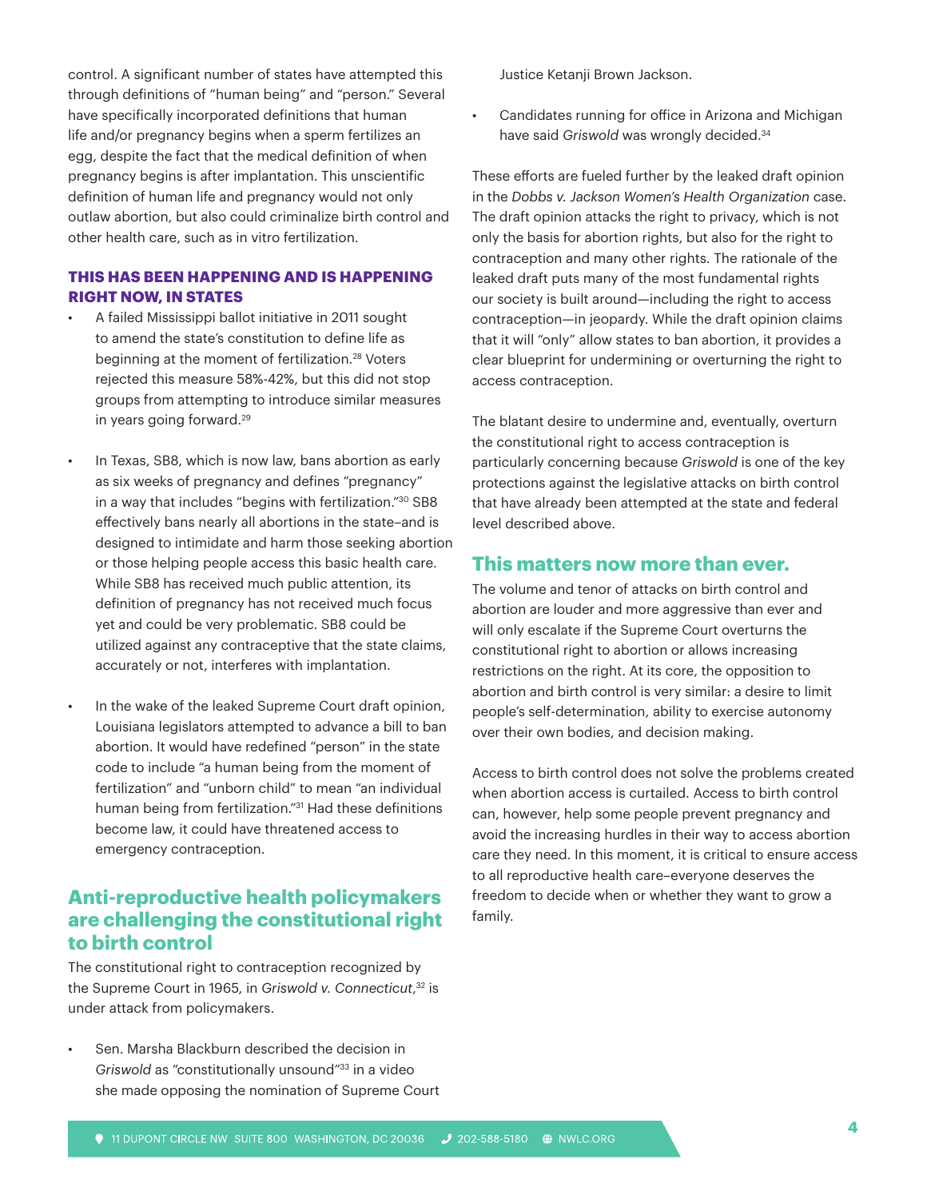control. A significant number of states have attempted this through definitions of "human being" and "person." Several have specifically incorporated definitions that human life and/or pregnancy begins when a sperm fertilizes an egg, despite the fact that the medical definition of when pregnancy begins is after implantation. This unscientific definition of human life and pregnancy would not only outlaw abortion, but also could criminalize birth control and other health care, such as in vitro fertilization.

### THIS HAS BEEN HAPPENING AND IS HAPPENING RIGHT NOW, IN STATES

- A failed Mississippi ballot initiative in 2011 sought to amend the state's constitution to define life as beginning at the moment of fertilization.[28] Voters rejected this measure 58%-42%, but this did not stop groups from attempting to introduce similar measures in years going forward.[29]

- In Texas, SB8, which is now law, bans abortion as early as six weeks of pregnancy and defines "pregnancy" in a way that includes "begins with fertilization."[30] SB8 effectively bans nearly all abortions in the state–and is designed to intimidate and harm those seeking abortion or those helping people access this basic health care. While SB8 has received much public attention, its definition of pregnancy has not received much focus yet and could be very problematic. SB8 could be utilized against any contraceptive that the state claims, accurately or not, interferes with implantation.

- In the wake of the leaked Supreme Court draft opinion, Louisiana legislators attempted to advance a bill to ban abortion. It would have redefined "person" in the state code to include "a human being from the moment of fertilization" and "unborn child" to mean "an individual human being from fertilization."[31] Had these definitions become law, it could have threatened access to emergency contraception.

## Anti-reproductive health policymakers are challenging the constitutional right to birth control

The constitutional right to contraception recognized by the Supreme Court in 1965, in *Griswold v. Connecticut*,[32] is under attack from policymakers.

- Sen. Marsha Blackburn described the decision in *Griswold* as "constitutionally unsound"[33] in a video she made opposing the nomination of Supreme Court Justice Ketanji Brown Jackson.

- Candidates running for office in Arizona and Michigan have said *Griswold* was wrongly decided.[34]

These efforts are fueled further by the leaked draft opinion in the *Dobbs v. Jackson Women's Health Organization* case. The draft opinion attacks the right to privacy, which is not only the basis for abortion rights, but also for the right to contraception and many other rights. The rationale of the leaked draft puts many of the most fundamental rights our society is built around—including the right to access contraception—in jeopardy. While the draft opinion claims that it will "only" allow states to ban abortion, it provides a clear blueprint for undermining or overturning the right to access contraception.

The blatant desire to undermine and, eventually, overturn the constitutional right to access contraception is particularly concerning because *Griswold* is one of the key protections against the legislative attacks on birth control that have already been attempted at the state and federal level described above.

## This matters now more than ever.

The volume and tenor of attacks on birth control and abortion are louder and more aggressive than ever and will only escalate if the Supreme Court overturns the constitutional right to abortion or allows increasing restrictions on the right. At its core, the opposition to abortion and birth control is very similar: a desire to limit people's self-determination, ability to exercise autonomy over their own bodies, and decision making.

Access to birth control does not solve the problems created when abortion access is curtailed. Access to birth control can, however, help some people prevent pregnancy and avoid the increasing hurdles in their way to access abortion care they need. In this moment, it is critical to ensure access to all reproductive health care–everyone deserves the freedom to decide when or whether they want to grow a family.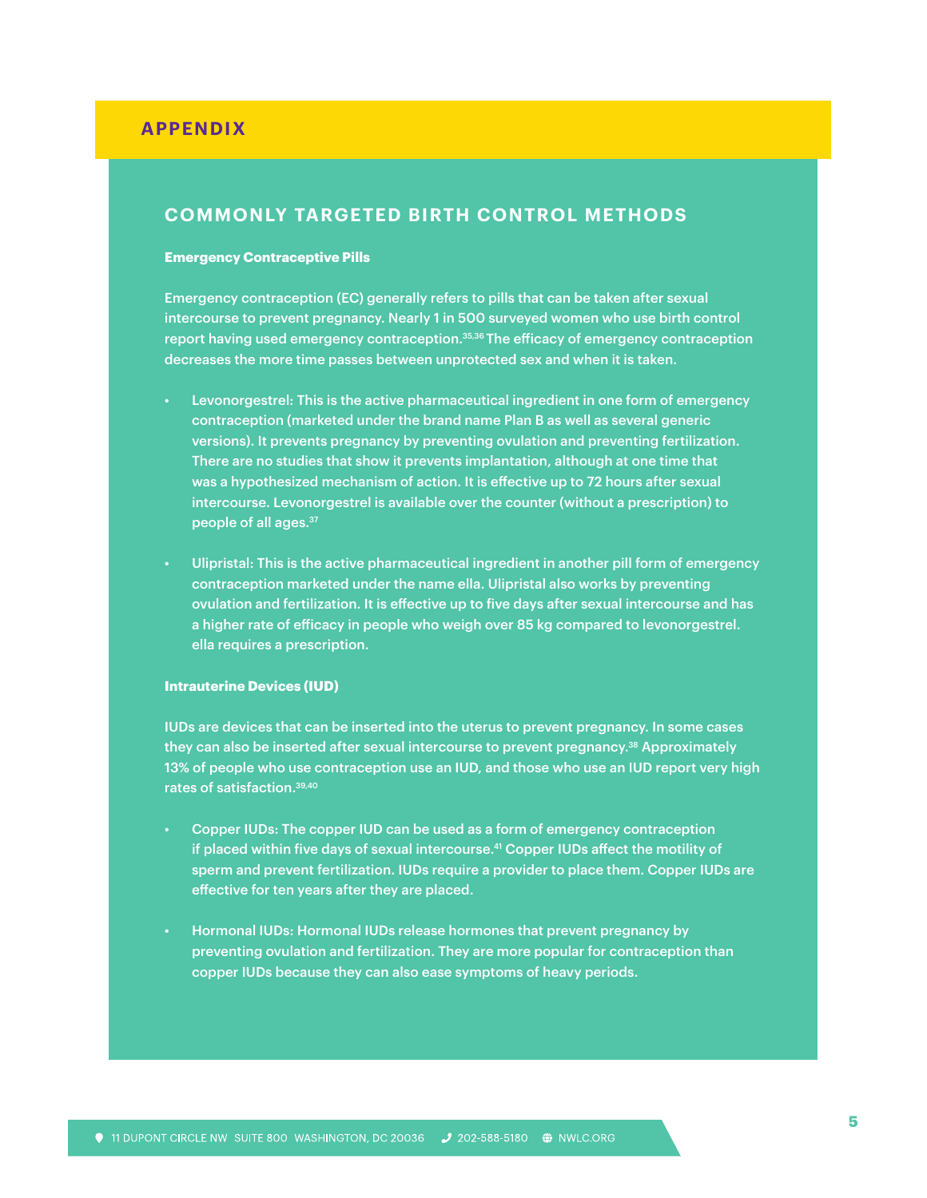## APPENDIX

### COMMONLY TARGETED BIRTH CONTROL METHODS

**Emergency Contraceptive Pills**

Emergency contraception (EC) generally refers to pills that can be taken after sexual intercourse to prevent pregnancy. Nearly 1 in 500 surveyed women who use birth control report having used emergency contraception.[35,36] The efficacy of emergency contraception decreases the more time passes between unprotected sex and when it is taken.

- Levonorgestrel: This is the active pharmaceutical ingredient in one form of emergency contraception (marketed under the brand name Plan B as well as several generic versions). It prevents pregnancy by preventing ovulation and preventing fertilization. There are no studies that show it prevents implantation, although at one time that was a hypothesized mechanism of action. It is effective up to 72 hours after sexual intercourse. Levonorgestrel is available over the counter (without a prescription) to people of all ages.[37]
- Ulipristal: This is the active pharmaceutical ingredient in another pill form of emergency contraception marketed under the name ella. Ulipristal also works by preventing ovulation and fertilization. It is effective up to five days after sexual intercourse and has a higher rate of efficacy in people who weigh over 85 kg compared to levonorgestrel. ella requires a prescription.

**Intrauterine Devices (IUD)**

IUDs are devices that can be inserted into the uterus to prevent pregnancy. In some cases they can also be inserted after sexual intercourse to prevent pregnancy.[38] Approximately 13% of people who use contraception use an IUD, and those who use an IUD report very high rates of satisfaction.[39,40]

- Copper IUDs: The copper IUD can be used as a form of emergency contraception if placed within five days of sexual intercourse.[41] Copper IUDs affect the motility of sperm and prevent fertilization. IUDs require a provider to place them. Copper IUDs are effective for ten years after they are placed.
- Hormonal IUDs: Hormonal IUDs release hormones that prevent pregnancy by preventing ovulation and fertilization. They are more popular for contraception than copper IUDs because they can also ease symptoms of heavy periods.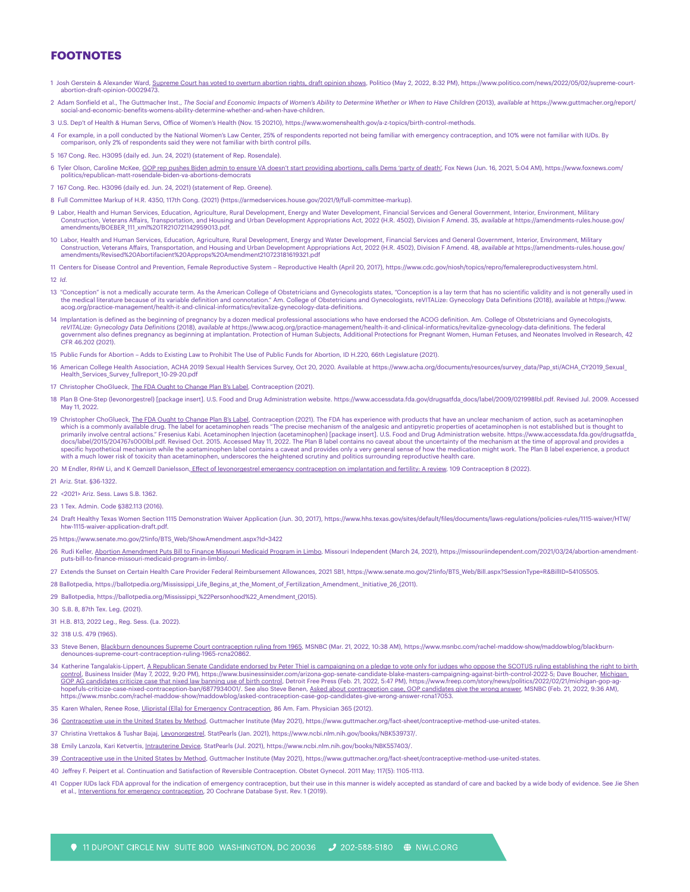# FOOTNOTES

1 Josh Gerstein & Alexander Ward, Supreme Court has voted to overturn abortion rights, draft opinion shows, Politico (May 2, 2022, 8:32 PM), https://www.politico.com/news/2022/05/02/supreme-court-abortion-draft-opinion-00029473.

2 Adam Sonfield et al., The Guttmacher Inst., *The Social and Economic Impacts of Women's Ability to Determine Whether or When to Have Children* (2013), *available at* https://www.guttmacher.org/report/social-and-economic-benefits-womens-ability-determine-whether-and-when-have-children.

3 U.S. Dep't of Health & Human Servs, Office of Women's Health (Nov. 15 20210), https://www.womenshealth.gov/a-z-topics/birth-control-methods.

4 For example, in a poll conducted by the National Women's Law Center, 25% of respondents reported not being familiar with emergency contraception, and 10% were not familiar with IUDs. By comparison, only 2% of respondents said they were not familiar with birth control pills.

5 167 Cong. Rec. H3095 (daily ed. Jun. 24, 2021) (statement of Rep. Rosendale).

6 Tyler Olson, Caroline McKee, GOP rep pushes Biden admin to ensure VA doesn't start providing abortions, calls Dems 'party of death', Fox News (Jun. 16, 2021, 5:04 AM), https://www.foxnews.com/politics/republican-matt-rosendale-biden-va-abortions-democrats

7 167 Cong. Rec. H3096 (daily ed. Jun. 24, 2021) (statement of Rep. Greene).

8 Full Committee Markup of H.R. 4350, 117th Cong. (2021) (https://armedservices.house.gov/2021/9/full-committee-markup).

9 Labor, Health and Human Services, Education, Agriculture, Rural Development, Energy and Water Development, Financial Services and General Government, Interior, Environment, Military Construction, Veterans Affairs, Transportation, and Housing and Urban Development Appropriations Act, 2022 (H.R. 4502), Division F Amend. 35, *available at* https://amendments-rules.house.gov/amendments/BOEBER_111_xml%20TR210721142959013.pdf.

10 Labor, Health and Human Services, Education, Agriculture, Rural Development, Energy and Water Development, Financial Services and General Government, Interior, Environment, Military Construction, Veterans Affairs, Transportation, and Housing and Urban Development Appropriations Act, 2022 (H.R. 4502), Division F Amend. 48, *available at* https://amendments-rules.house.gov/amendments/Revised%20Abortifacient%20Approps%20Amendment210723181619321.pdf

11 Centers for Disease Control and Prevention, Female Reproductive System – Reproductive Health (April 20, 2017), https://www.cdc.gov/niosh/topics/repro/femalereproductivesystem.html.

12 *Id.*

13 "Conception" is not a medically accurate term. As the American College of Obstetricians and Gynecologists states, "Conception is a lay term that has no scientific validity and is not generally used in the medical literature because of its variable definition and connotation." Am. College of Obstetricians and Gynecologists, reVITALize: Gynecology Data Definitions (2018), available at https://www.acog.org/practice-management/health-it-and-clinical-informatics/revitalize-gynecology-data-definitions.

14 Implantation is defined as the beginning of pregnancy by a dozen medical professional associations who have endorsed the ACOG definition. Am. College of Obstetricians and Gynecologists, *reVITALize: Gynecology Data Definitions* (2018), *available at* https://www.acog.org/practice-management/health-it-and-clinical-informatics/revitalize-gynecology-data-definitions. The federal government also defines pregnancy as beginning at implantation. Protection of Human Subjects, Additional Protections for Pregnant Women, Human Fetuses, and Neonates Involved in Research, 42 CFR 46.202 (2021).

15 Public Funds for Abortion – Adds to Existing Law to Prohibit The Use of Public Funds for Abortion, ID H.220, 66th Legislature (2021).

16 American College Health Association, ACHA 2019 Sexual Health Services Survey, Oct 20, 2020. Available at https://www.acha.org/documents/resources/survey_data/Pap_sti/ACHA_CY2019_Sexual_Health_Services_Survey_fullreport_10-29-20.pdf

17 Christopher ChoGlueck, The FDA Ought to Change Plan B's Label, Contraception (2021).

18 Plan B One-Step (levonorgestrel) [package insert]. U.S. Food and Drug Administration website. https://www.accessdata.fda.gov/drugsatfda_docs/label/2009/021998lbl.pdf. Revised Jul. 2009. Accessed May 11, 2022.

19 Christopher ChoGlueck, The FDA Ought to Change Plan B's Label, Contraception (2021). The FDA has experience with products that have an unclear mechanism of action, such as acetaminophen which is a commonly available drug. The label for acetaminophen reads "The precise mechanism of the analgesic and antipyretic properties of acetaminophen is not established but is thought to primarily involve central actions." Fresenius Kabi. Acetaminophen Injection (acetaminophen) [package insert]. U.S. Food and Drug Administration website. https://www.accessdata.fda.gov/drugsatfda_docs/label/2015/204767s000lbl.pdf. Revised Oct. 2015. Accessed May 11, 2022. The Plan B label contains no caveat about the uncertainty of the mechanism at the time of approval and provides a specific hypothetical mechanism while the acetaminophen label contains a caveat and provides only a very general sense of how the medication might work. The Plan B label experience, a product with a much lower risk of toxicity than acetaminophen, underscores the heightened scrutiny and politics surrounding reproductive health care.

20 M Endler, RHW Li, and K Gemzell Danielsson, Effect of levonorgestrel emergency contraception on implantation and fertility: A review, 109 Contraception 8 (2022).

21 Ariz. Stat. §36-1322.

22 <2021> Ariz. Sess. Laws S.B. 1362.

23 1 Tex. Admin. Code §382.113 (2016).

24 Draft Healthy Texas Women Section 1115 Demonstration Waiver Application (Jun. 30, 2017), https://www.hhs.texas.gov/sites/default/files/documents/laws-regulations/policies-rules/1115-waiver/HTW/htw-1115-waiver-application-draft.pdf.

25 https://www.senate.mo.gov/21info/BTS_Web/ShowAmendment.aspx?Id=3422

26 Rudi Keller, Abortion Amendment Puts Bill to Finance Missouri Medicaid Program in Limbo, Missouri Independent (March 24, 2021), https://missouriindependent.com/2021/03/24/abortion-amendment-puts-bill-to-finance-missouri-medicaid-program-in-limbo/.

27 Extends the Sunset on Certain Health Care Provider Federal Reimbursement Allowances, 2021 SB1, https://www.senate.mo.gov/21info/BTS_Web/Bill.aspx?SessionType=R&BillID=54105505.

28 Ballotpedia, https://ballotpedia.org/Mississippi_Life_Begins_at_the_Moment_of_Fertilization_Amendment,_Initiative_26_(2011).

29 Ballotpedia, https://ballotpedia.org/Mississippi_%22Personhood%22_Amendment_(2015).

30 S.B. 8, 87th Tex. Leg. (2021).

31 H.B. 813, 2022 Leg., Reg. Sess. (La. 2022).

32 318 U.S. 479 (1965).

33 Steve Benen, Blackburn denounces Supreme Court contraception ruling from 1965, MSNBC (Mar. 21, 2022, 10:38 AM), https://www.msnbc.com/rachel-maddow-show/maddowblog/blackburn-denounces-supreme-court-contraception-ruling-1965-rcna20862.

34 Katherine Tangalakis-Lippert, A Republican Senate Candidate endorsed by Peter Thiel is campaigning on a pledge to vote only for judges who oppose the SCOTUS ruling establishing the right to birth control, Business Insider (May 7, 2022, 9:20 PM), https://www.businessinsider.com/arizona-gop-senate-candidate-blake-masters-campaigning-against-birth-control-2022-5; Dave Boucher, Michigan GOP AG candidates criticize case that nixed law banning use of birth control, Detroit Free Press (Feb. 21, 2022, 5:47 PM), https://www.freep.com/story/news/politics/2022/02/21/michigan-gop-ag-hopefuls-criticize-case-nixed-contraception-ban/6877934001/. See also Steve Benen, Asked about contraception case, GOP candidates give the wrong answer, MSNBC (Feb. 21, 2022, 9:36 AM), https://www.msnbc.com/rachel-maddow-show/maddowblog/asked-contraception-case-gop-candidates-give-wrong-answer-rcna17053.

35 Karen Whalen, Renee Rose, Ulipristal (Ella) for Emergency Contraception, 86 Am. Fam. Physician 365 (2012).

36 Contraceptive use in the United States by Method, Guttmacher Institute (May 2021), https://www.guttmacher.org/fact-sheet/contraceptive-method-use-united-states.

37 Christina Vrettakos & Tushar Bajaj, Levonorgestrel, StatPearls (Jan. 2021), https://www.ncbi.nlm.nih.gov/books/NBK539737/.

38 Emily Lanzola, Kari Ketvertis, Intrauterine Device, StatPearls (Jul. 2021), https://www.ncbi.nlm.nih.gov/books/NBK557403/.

39 Contraceptive use in the United States by Method, Guttmacher Institute (May 2021), https://www.guttmacher.org/fact-sheet/contraceptive-method-use-united-states.

40 Jeffrey F. Peipert et al. Continuation and Satisfaction of Reversible Contraception. Obstet Gynecol. 2011 May; 117(5): 1105-1113.

41 Copper IUDs lack FDA approval for the indication of emergency contraception, but their use in this manner is widely accepted as standard of care and backed by a wide body of evidence. See Jie Shen et al., Interventions for emergency contraception, 20 Cochrane Database Syst. Rev. 1 (2019).

11 DUPONT CIRCLE NW SUITE 800 WASHINGTON, DC 20036 202-588-5180 NWLC.ORG